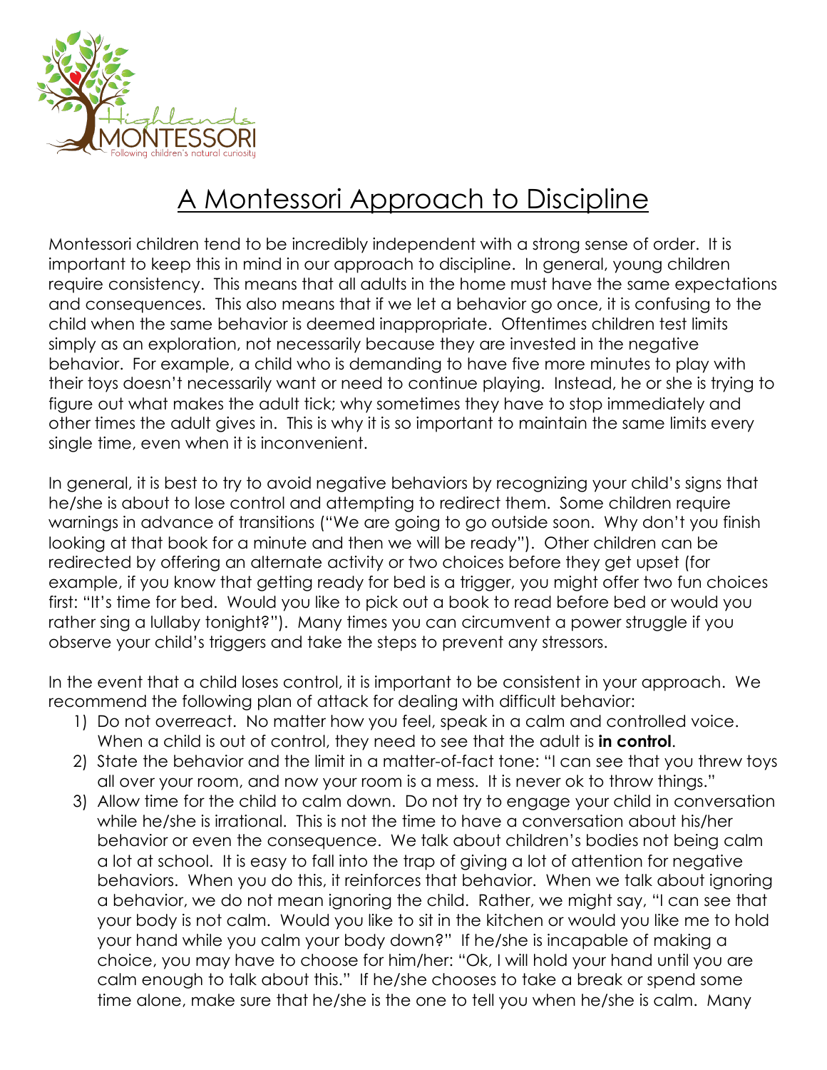# A Montessori Approach to Discipline

Montessori children tend to be incredibly independent with a strong sense of order. It is important to keep this in mind in our approach to discipline. In general, young children require consistency. This means that all adults in the home must have the same expectations and consequences. This also means that if we let a behavior go once, it is confusing to the child when the same behavior is deemed inappropriate. Oftentimes children test limits simply as an exploration, not necessarily because they are invested in the negative behavior. For example, a child who is demanding to have five more minutes to play with their toys doesn't necessarily want or need to continue playing. Instead, he or she is trying to figure out what makes the adult tick; why sometimes they have to stop immediately and other times the adult gives in. This is why it is so important to maintain the same limits every single time, even when it is inconvenient.

In general, it is best to try to avoid negative behaviors by recognizing your child's signs that he/she is about to lose control and attempting to redirect them. Some children require warnings in advance of transitions ("We are going to go outside soon. Why don't you finish looking at that book for a minute and then we will be ready"). Other children can be redirected by offering an alternate activity or two choices before they get upset (for example, if you know that getting ready for bed is a trigger, you might offer two fun choices first: "It's time for bed. Would you like to pick out a book to read before bed or would you rather sing a lullaby tonight?"). Many times you can circumvent a power struggle if you observe your child's triggers and take the steps to prevent any stressors.

In the event that a child loses control, it is important to be consistent in your approach. We recommend the following plan of attack for dealing with difficult behavior:

1) Do not overreact. No matter how you feel, speak in a calm and controlled voice. When a child is out of control, they need to see that the adult is **in control**.
2) State the behavior and the limit in a matter-of-fact tone: "I can see that you threw toys all over your room, and now your room is a mess. It is never ok to throw things."
3) Allow time for the child to calm down. Do not try to engage your child in conversation while he/she is irrational. This is not the time to have a conversation about his/her behavior or even the consequence. We talk about children's bodies not being calm a lot at school. It is easy to fall into the trap of giving a lot of attention for negative behaviors. When you do this, it reinforces that behavior. When we talk about ignoring a behavior, we do not mean ignoring the child. Rather, we might say, "I can see that your body is not calm. Would you like to sit in the kitchen or would you like me to hold your hand while you calm your body down?" If he/she is incapable of making a choice, you may have to choose for him/her: "Ok, I will hold your hand until you are calm enough to talk about this." If he/she chooses to take a break or spend some time alone, make sure that he/she is the one to tell you when he/she is calm. Many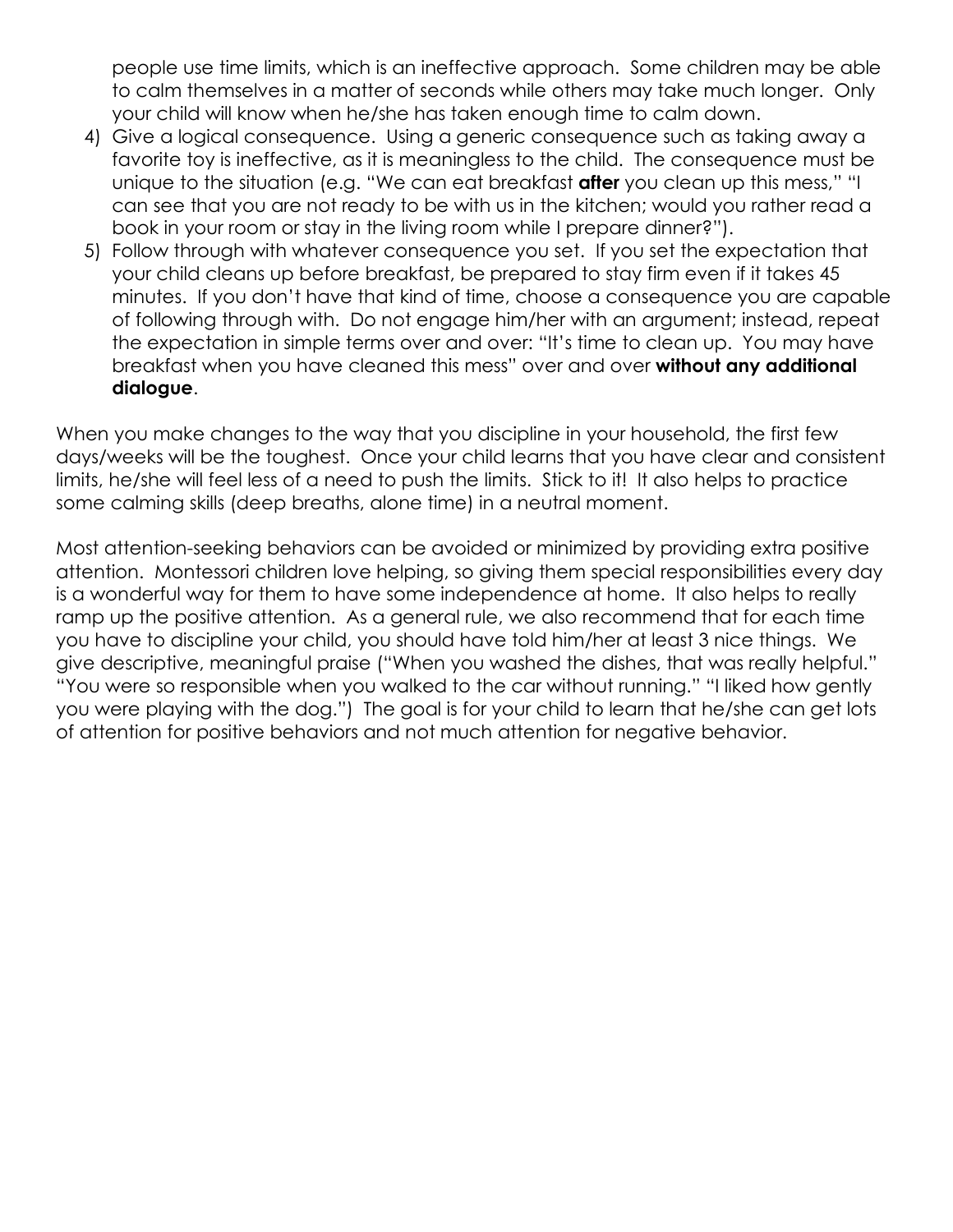people use time limits, which is an ineffective approach. Some children may be able to calm themselves in a matter of seconds while others may take much longer. Only your child will know when he/she has taken enough time to calm down.

4) Give a logical consequence. Using a generic consequence such as taking away a favorite toy is ineffective, as it is meaningless to the child. The consequence must be unique to the situation (e.g. "We can eat breakfast **after** you clean up this mess," "I can see that you are not ready to be with us in the kitchen; would you rather read a book in your room or stay in the living room while I prepare dinner?").
5) Follow through with whatever consequence you set. If you set the expectation that your child cleans up before breakfast, be prepared to stay firm even if it takes 45 minutes. If you don't have that kind of time, choose a consequence you are capable of following through with. Do not engage him/her with an argument; instead, repeat the expectation in simple terms over and over: "It's time to clean up. You may have breakfast when you have cleaned this mess" over and over **without any additional dialogue**.

When you make changes to the way that you discipline in your household, the first few days/weeks will be the toughest. Once your child learns that you have clear and consistent limits, he/she will feel less of a need to push the limits. Stick to it! It also helps to practice some calming skills (deep breaths, alone time) in a neutral moment.

Most attention-seeking behaviors can be avoided or minimized by providing extra positive attention. Montessori children love helping, so giving them special responsibilities every day is a wonderful way for them to have some independence at home. It also helps to really ramp up the positive attention. As a general rule, we also recommend that for each time you have to discipline your child, you should have told him/her at least 3 nice things. We give descriptive, meaningful praise ("When you washed the dishes, that was really helpful." "You were so responsible when you walked to the car without running." "I liked how gently you were playing with the dog.") The goal is for your child to learn that he/she can get lots of attention for positive behaviors and not much attention for negative behavior.